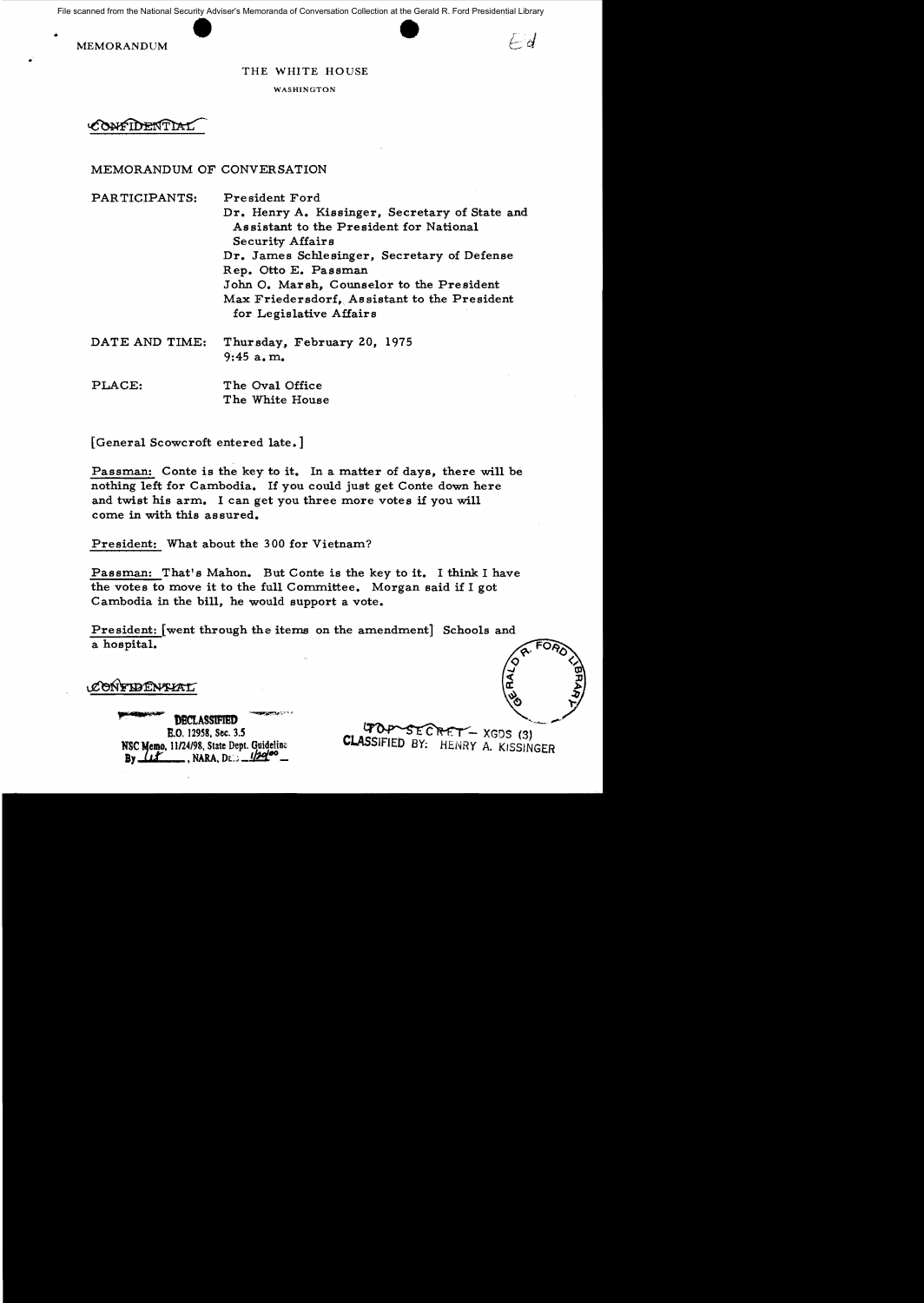File scanned from the National Security Adviser's Memoranda of Conversation Collection at the Gerald R. Ford Presidential Library

MEMORANDUM

THE WHITE HOUSE

WASHINGTON

CONFIDENTIAL

MEMORANDUM OF CONVERSATION

PARTICIPANTS: President Ford
Dr. Henry A. Kissinger, Secretary of State and Assistant to the President for National Security Affairs
Dr. James Schlesinger, Secretary of Defense
Rep. Otto E. Passman
John O. Marsh, Counselor to the President
Max Friedersdorf, Assistant to the President for Legislative Affairs

DATE AND TIME: Thursday, February 20, 1975
9:45 a.m.

PLACE: The Oval Office
The White House

[General Scowcroft entered late.]

Passman: Conte is the key to it. In a matter of days, there will be nothing left for Cambodia. If you could just get Conte down here and twist his arm. I can get you three more votes if you will come in with this assured.

President: What about the 300 for Vietnam?

Passman: That's Mahon. But Conte is the key to it. I think I have the votes to move it to the full Committee. Morgan said if I got Cambodia in the bill, he would support a vote.

President: [went through the items on the amendment] Schools and a hospital.

CONFIDENTIAL

DECLASSIFIED
E.O. 12958, Sec. 3.5
NSC Memo, 11/24/98, State Dept. Guidelines
By ___, NARA, Date ___

TOP SECRET – XGDS (3)
CLASSIFIED BY: HENRY A. KISSINGER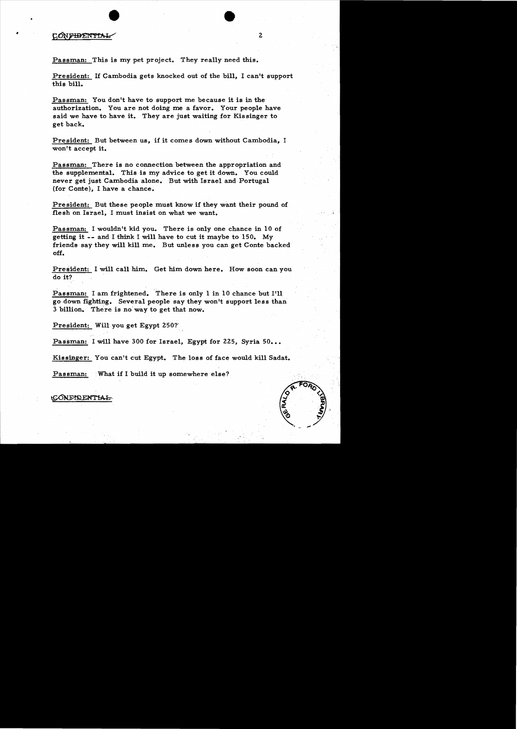CONFIDENTIAL

Passman: This is my pet project. They really need this.

President: If Cambodia gets knocked out of the bill, I can't support this bill.

Passman: You don't have to support me because it is in the authorization. You are not doing me a favor. Your people have said we have to have it. They are just waiting for Kissinger to get back.

President: But between us, if it comes down without Cambodia, I won't accept it.

Passman: There is no connection between the appropriation and the supplemental. This is my advice to get it down. You could never get just Cambodia alone. But with Israel and Portugal (for Conte), I have a chance.

President: But these people must know if they want their pound of flesh on Israel, I must insist on what we want.

Passman: I wouldn't kid you. There is only one chance in 10 of getting it -- and I think I will have to cut it maybe to 150. My friends say they will kill me. But unless you can get Conte backed off.

President: I will call him. Get him down here. How soon can you do it?

Passman: I am frightened. There is only 1 in 10 chance but I'll go down fighting. Several people say they won't support less than 3 billion. There is no way to get that now.

President: Will you get Egypt 250?

Passman: I will have 300 for Israel, Egypt for 225, Syria 50...

Kissinger: You can't cut Egypt. The loss of face would kill Sadat.

Passman: What if I build it up somewhere else?

CONFIDENTIAL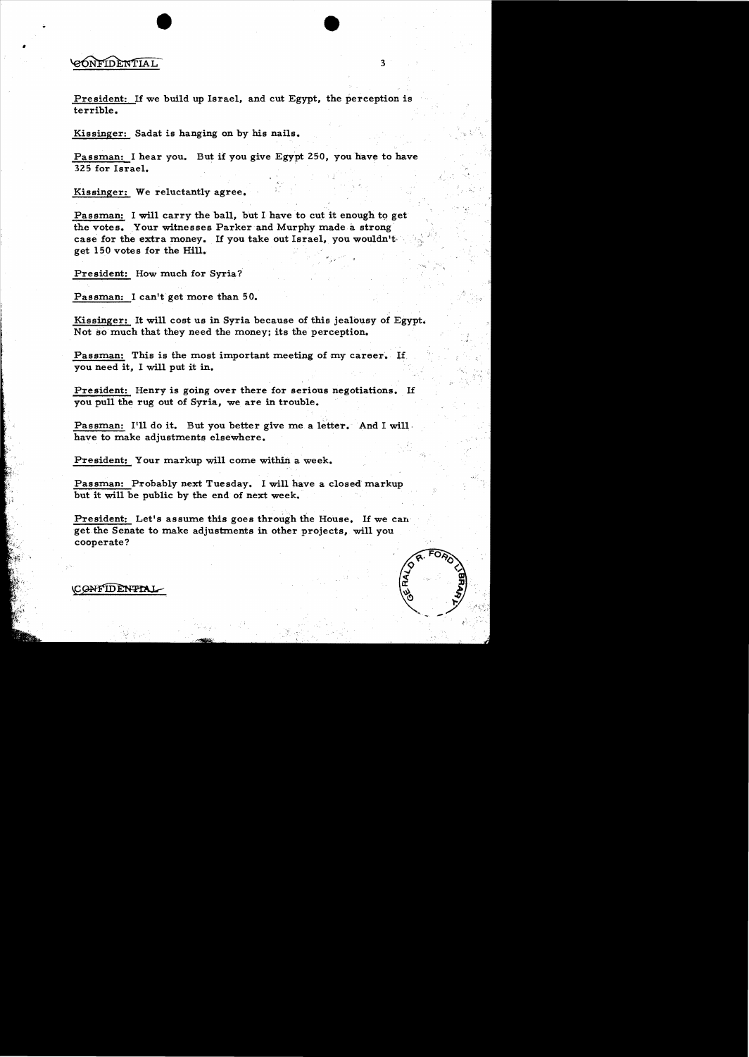CONFIDENTIAL

President: If we build up Israel, and cut Egypt, the perception is terrible.

Kissinger: Sadat is hanging on by his nails.

Passman: I hear you. But if you give Egypt 250, you have to have 325 for Israel.

Kissinger: We reluctantly agree.

Passman: I will carry the ball, but I have to cut it enough to get the votes. Your witnesses Parker and Murphy made a strong case for the extra money. If you take out Israel, you wouldn't get 150 votes for the Hill.

President: How much for Syria?

Passman: I can't get more than 50.

Kissinger: It will cost us in Syria because of this jealousy of Egypt. Not so much that they need the money; its the perception.

Passman: This is the most important meeting of my career. If you need it, I will put it in.

President: Henry is going over there for serious negotiations. If you pull the rug out of Syria, we are in trouble.

Passman: I'll do it. But you better give me a letter. And I will have to make adjustments elsewhere.

President: Your markup will come within a week.

Passman: Probably next Tuesday. I will have a closed markup but it will be public by the end of next week.

President: Let's assume this goes through the House. If we can get the Senate to make adjustments in other projects, will you cooperate?

CONFIDENTIAL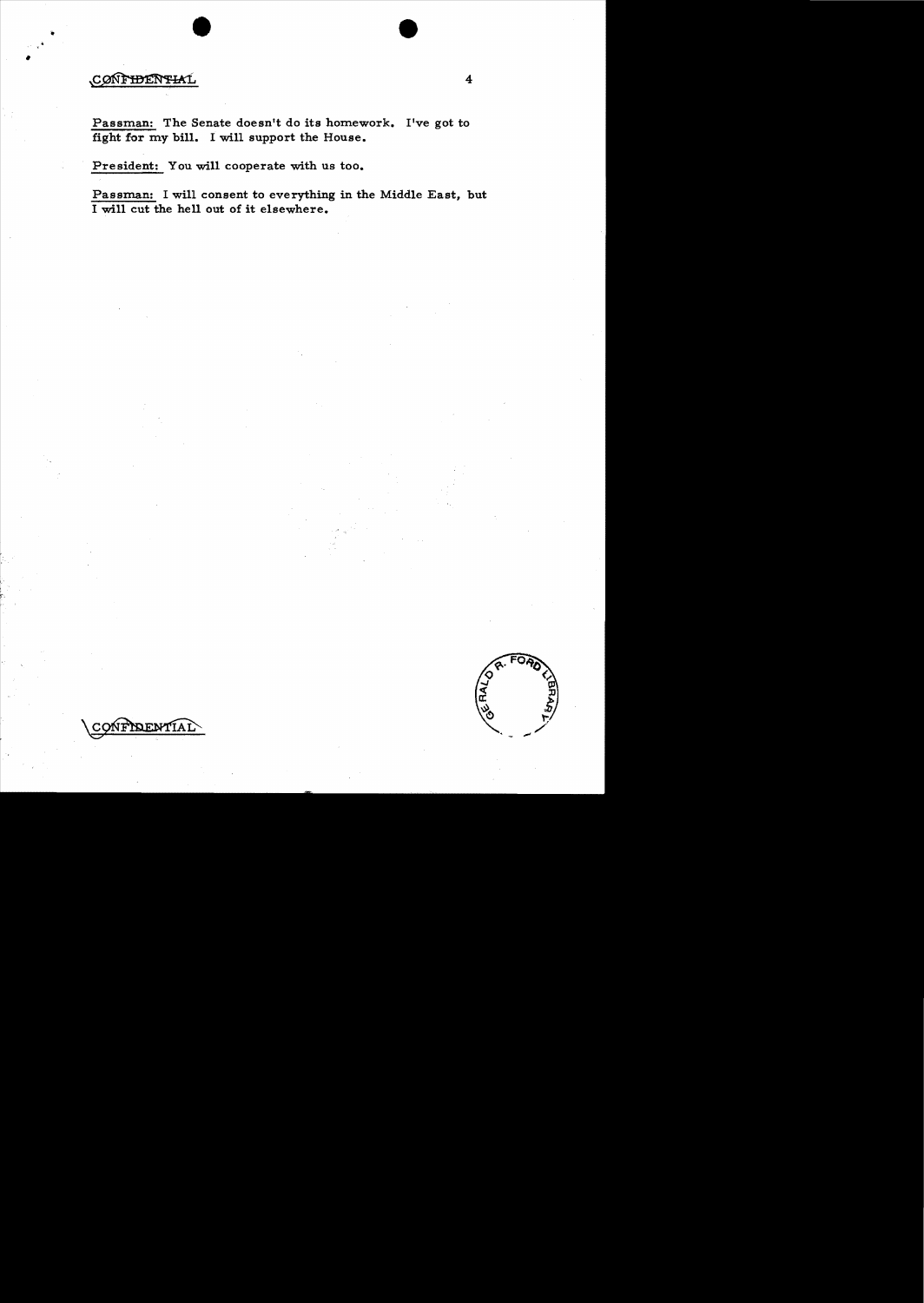CONFIDENTIAL

Passman: The Senate doesn't do its homework. I've got to fight for my bill. I will support the House.

President: You will cooperate with us too.

Passman: I will consent to everything in the Middle East, but I will cut the hell out of it elsewhere.

CONFIDENTIAL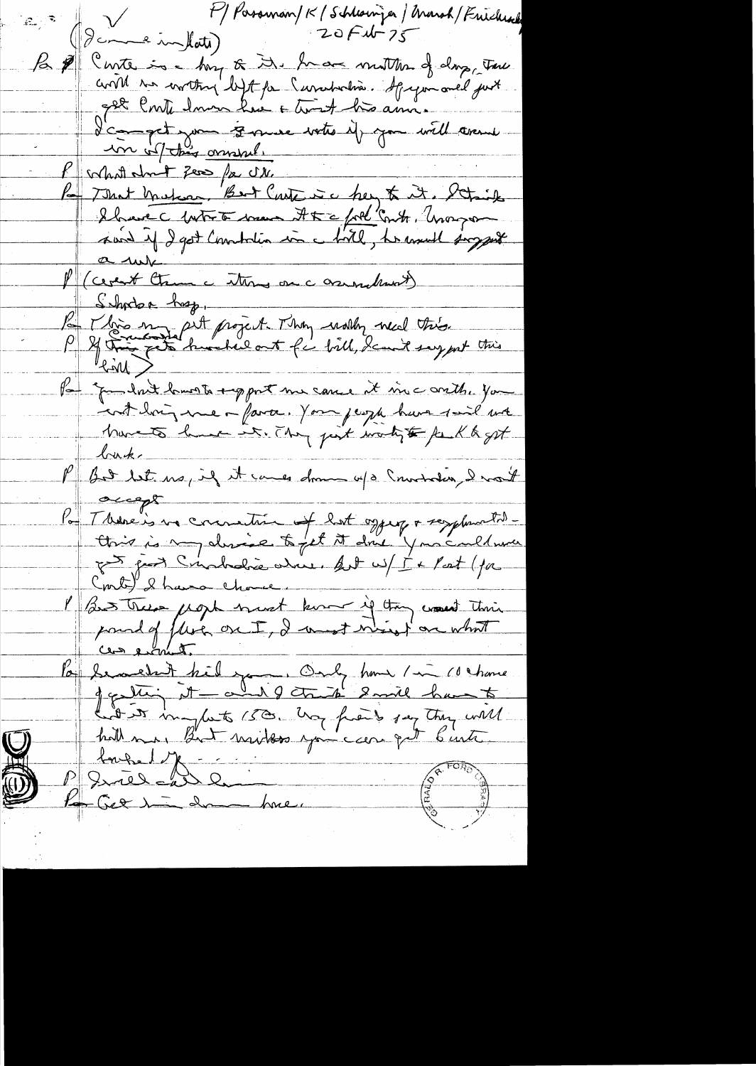P/ Passman/ K/ Schlesinger/ Marsh/ Friedersdorf
(James in later)
20 Feb 75

Pa Conte is a key to it. In our matters of drugs, there would be nothing left for Cambodia. If you could just get Conte down here & twist his arm.

I can get you 3 more votes if you will come in w/ this amendment.

P What about zero for SVN.

Pa That Mahon. But Conte is a key to it. I think I have 6 votes to move it to a full Conte. Morgan said if I got Cambodia in a bill, he would support a rule.

P (Went thru a story on a amendment)

Schools hosp.

Pa This my pet project. They really need this.

P If Cambodia gets knocked out of bill, I can't support this bill.

Pa You don't have to support me cause it in a month. You not doing me a favor. Your people have said we have to have it. They just waiting for K to get back.

P But let me, if it comes down w/o Cambodia, I won't accept.

Pa There's no connection of that offering & supplemental — this is my device to get it done. You could never get just Cambodia alone. But w/ I & Port (for Conte) I have chance.

P But these people must know if they want their pound of flesh on I, I must insist on what we want.

Pa I wouldn't kid you. Only have 1 in 10 chance of getting it — and I think I will have to let it in up to 150. My friends say they will kill me. But unless you can get Conte turned up —

P I will call him.

Pa Get him down here.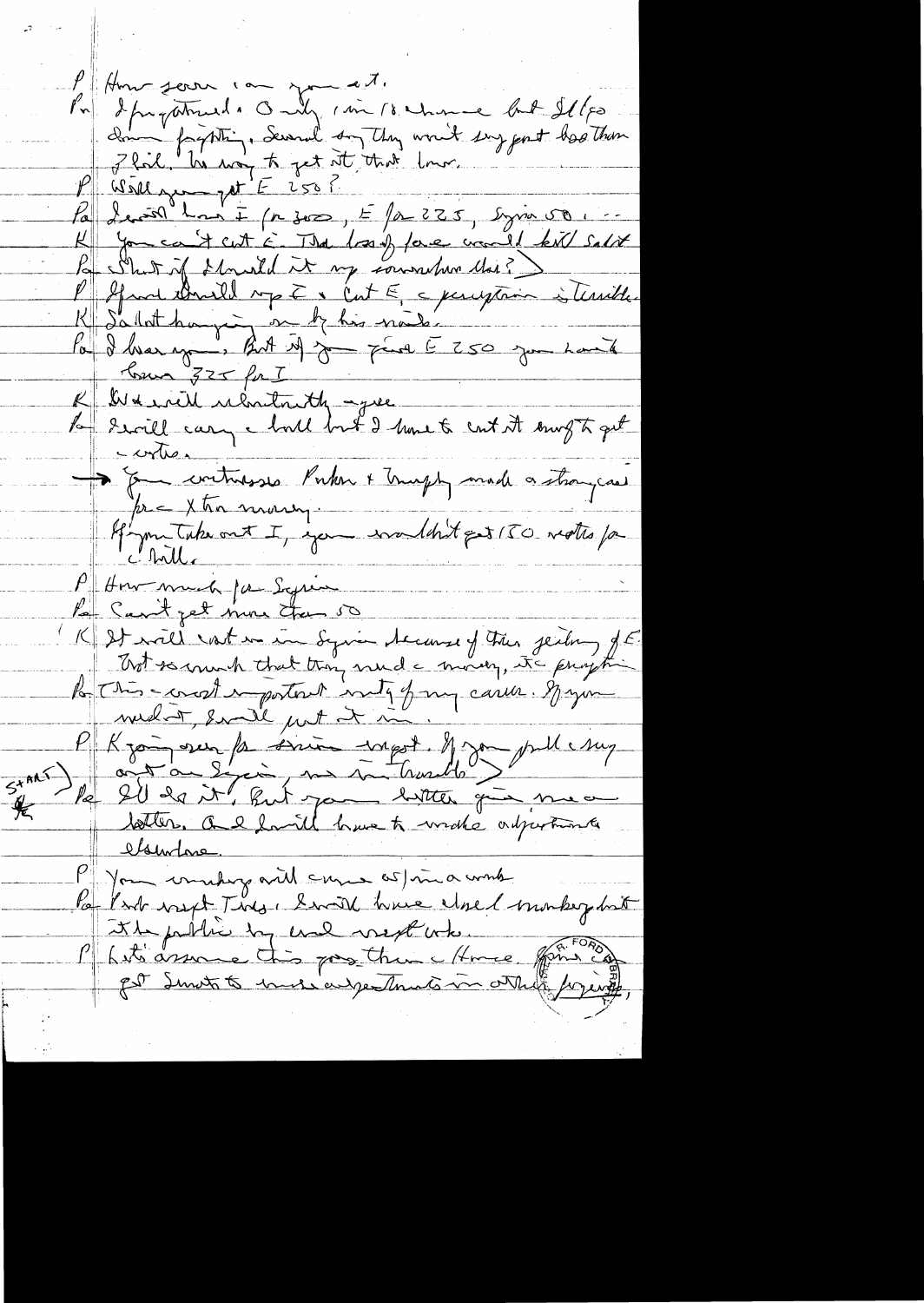P How soon can you act.

Pa I'm frustrated. Only 1 in 10 chance but I'll go down fighting. Several say they won't say pact less than 7 bil. The way to get it that low.

P Will you get E 250?

Pa I would have I for 300, E for 225, Syria 50. ...

K You can't cut E. The loss of face would kill Sadat.

Pa What if I could it up somewhere else?)

P If we could up I & cut E, a perception is terrible.

K Sadat hanging on by his nails.

Pa I hear you. But if you give E 250 you have lower 325 for I

K We will reluctantly agree

Pa I will carry a bill but I have to cut it enough to get votes.

→ Your witnesses Parker & Murphy made a strong case for Xtra money.

If you take out I, you wouldn't get 150 votes for a bill.

P How much for Syria

Pa Can't get more than 50

K It will cost us in Syria because of their jealousy of E. Not so much that they need money, it's prestige

Pa This is most important vote of my career. If you need it, I will put it in.

P K going over for Sinai report. If you pull money out on Syria, we in trouble

START) Pa I'll do it. But you better give me a letter. And I will have to make adjustments elsewhere.

P Your whip will come up in a week

Pa Not next Tues. I would have closed markup but the public hg and next wk.

P Let's assume this goes thru the House. Going to get Senate to make adjustments in other figures,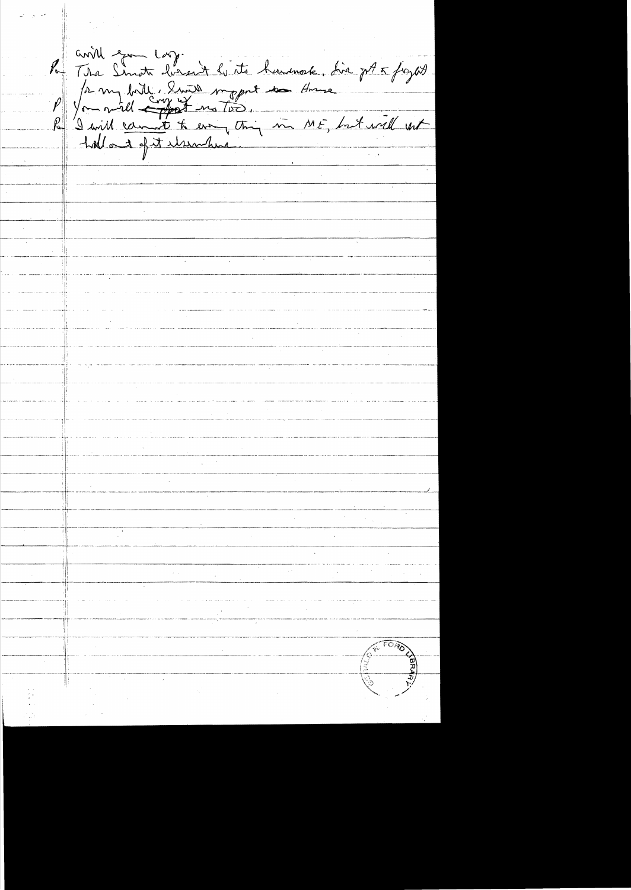will you carry.

P The Senate doesn't lie into hammock. Give yet a fight for my bill. I will support the House

P You will carry it too.

P I will commit to every thing in ME, but will not hold out of it elsewhere.